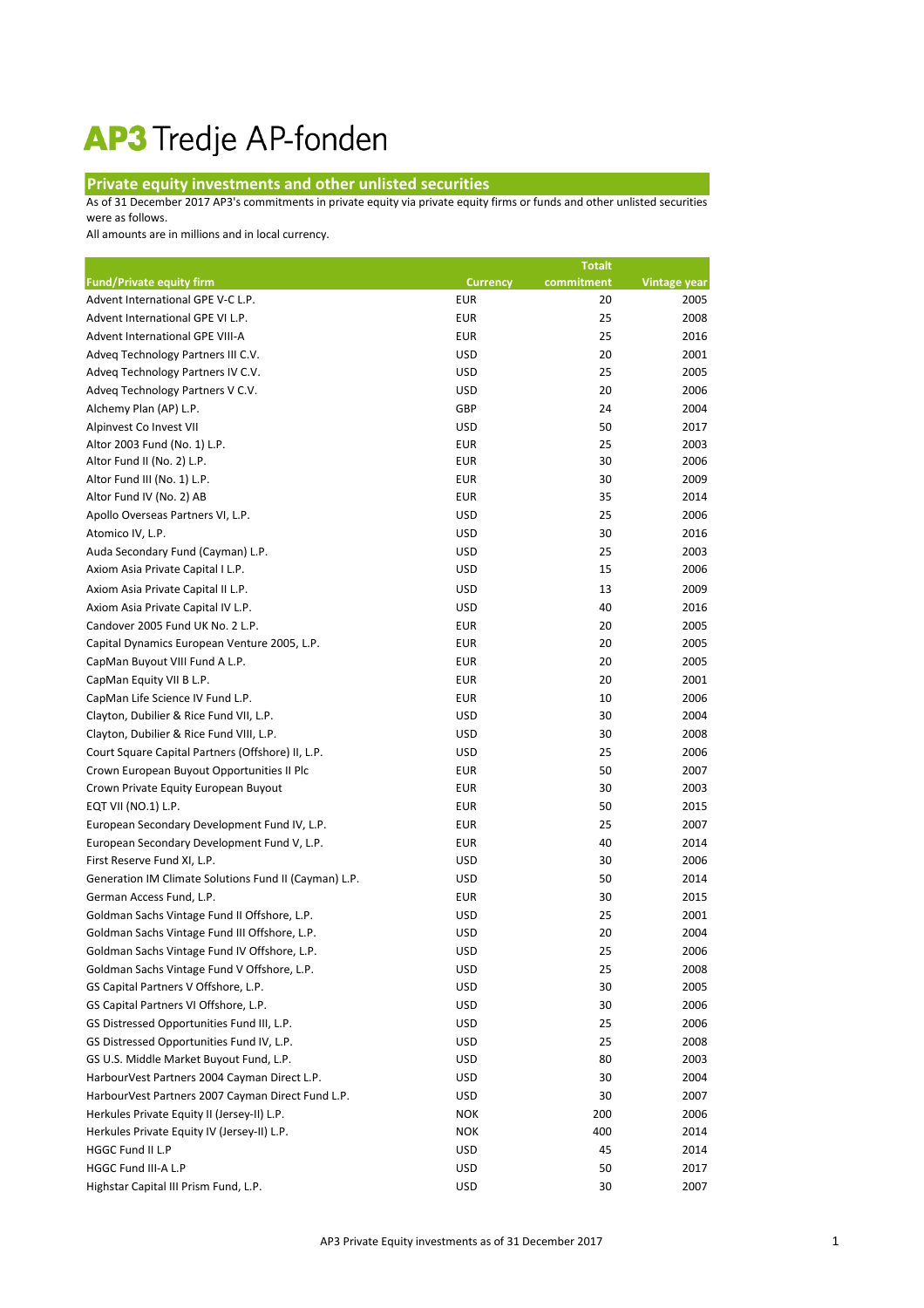# AP3 Tredje AP-fonden

## Private equity investments and other unlisted securities

As of 31 December 2017 AP3's commitments in private equity via private equity firms or funds and other unlisted securities were as follows.

All amounts are in millions and in local currency.

| Fund/Private equity firm | Currency | Totalt commitment | Vintage year |
|---|---|---|---|
| Advent International GPE V-C L.P. | EUR | 20 | 2005 |
| Advent International GPE VI L.P. | EUR | 25 | 2008 |
| Advent International GPE VIII-A | EUR | 25 | 2016 |
| Adveq Technology Partners III C.V. | USD | 20 | 2001 |
| Adveq Technology Partners IV C.V. | USD | 25 | 2005 |
| Adveq Technology Partners V C.V. | USD | 20 | 2006 |
| Alchemy Plan (AP) L.P. | GBP | 24 | 2004 |
| Alpinvest Co Invest VII | USD | 50 | 2017 |
| Altor 2003 Fund (No. 1) L.P. | EUR | 25 | 2003 |
| Altor Fund II (No. 2) L.P. | EUR | 30 | 2006 |
| Altor Fund III (No. 1) L.P. | EUR | 30 | 2009 |
| Altor Fund IV (No. 2) AB | EUR | 35 | 2014 |
| Apollo Overseas Partners VI, L.P. | USD | 25 | 2006 |
| Atomico IV, L.P. | USD | 30 | 2016 |
| Auda Secondary Fund (Cayman) L.P. | USD | 25 | 2003 |
| Axiom Asia Private Capital I L.P. | USD | 15 | 2006 |
| Axiom Asia Private Capital II L.P. | USD | 13 | 2009 |
| Axiom Asia Private Capital IV L.P. | USD | 40 | 2016 |
| Candover 2005 Fund UK No. 2 L.P. | EUR | 20 | 2005 |
| Capital Dynamics European Venture 2005, L.P. | EUR | 20 | 2005 |
| CapMan Buyout VIII Fund A L.P. | EUR | 20 | 2005 |
| CapMan Equity VII B L.P. | EUR | 20 | 2001 |
| CapMan Life Science IV Fund L.P. | EUR | 10 | 2006 |
| Clayton, Dubilier & Rice Fund VII, L.P. | USD | 30 | 2004 |
| Clayton, Dubilier & Rice Fund VIII, L.P. | USD | 30 | 2008 |
| Court Square Capital Partners (Offshore) II, L.P. | USD | 25 | 2006 |
| Crown European Buyout Opportunities II Plc | EUR | 50 | 2007 |
| Crown Private Equity European Buyout | EUR | 30 | 2003 |
| EQT VII (NO.1) L.P. | EUR | 50 | 2015 |
| European Secondary Development Fund IV, L.P. | EUR | 25 | 2007 |
| European Secondary Development Fund V, L.P. | EUR | 40 | 2014 |
| First Reserve Fund XI, L.P. | USD | 30 | 2006 |
| Generation IM Climate Solutions Fund II (Cayman) L.P. | USD | 50 | 2014 |
| German Access Fund, L.P. | EUR | 30 | 2015 |
| Goldman Sachs Vintage Fund II Offshore, L.P. | USD | 25 | 2001 |
| Goldman Sachs Vintage Fund III Offshore, L.P. | USD | 20 | 2004 |
| Goldman Sachs Vintage Fund IV Offshore, L.P. | USD | 25 | 2006 |
| Goldman Sachs Vintage Fund V Offshore, L.P. | USD | 25 | 2008 |
| GS Capital Partners V Offshore, L.P. | USD | 30 | 2005 |
| GS Capital Partners VI Offshore, L.P. | USD | 30 | 2006 |
| GS Distressed Opportunities Fund III, L.P. | USD | 25 | 2006 |
| GS Distressed Opportunities Fund IV, L.P. | USD | 25 | 2008 |
| GS U.S. Middle Market Buyout Fund, L.P. | USD | 80 | 2003 |
| HarbourVest Partners 2004 Cayman Direct L.P. | USD | 30 | 2004 |
| HarbourVest Partners 2007 Cayman Direct Fund L.P. | USD | 30 | 2007 |
| Herkules Private Equity II (Jersey-II) L.P. | NOK | 200 | 2006 |
| Herkules Private Equity IV (Jersey-II) L.P. | NOK | 400 | 2014 |
| HGGC Fund II L.P | USD | 45 | 2014 |
| HGGC Fund III-A L.P | USD | 50 | 2017 |
| Highstar Capital III Prism Fund, L.P. | USD | 30 | 2007 |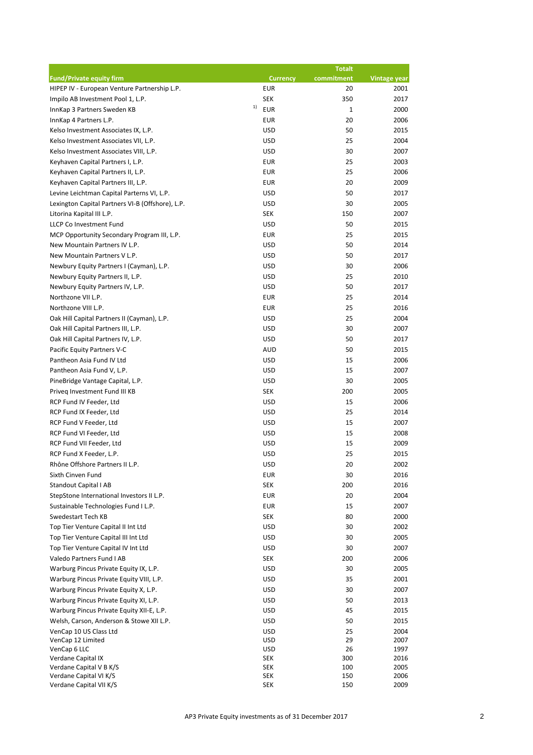| Fund/Private equity firm | Currency | Totalt commitment | Vintage year |
|---|---|---|---|
| HIPEP IV - European Venture Partnership L.P. | EUR | 20 | 2001 |
| Impilo AB Investment Pool 1, L.P. | SEK | 350 | 2017 |
| InnKap 3 Partners Sweden KB [1] | EUR | 1 | 2000 |
| InnKap 4 Partners L.P. | EUR | 20 | 2006 |
| Kelso Investment Associates IX, L.P. | USD | 50 | 2015 |
| Kelso Investment Associates VII, L.P. | USD | 25 | 2004 |
| Kelso Investment Associates VIII, L.P. | USD | 30 | 2007 |
| Keyhaven Capital Partners I, L.P. | EUR | 25 | 2003 |
| Keyhaven Capital Partners II, L.P. | EUR | 25 | 2006 |
| Keyhaven Capital Partners III, L.P. | EUR | 20 | 2009 |
| Levine Leichtman Capital Parterns VI, L.P. | USD | 50 | 2017 |
| Lexington Capital Partners VI-B (Offshore), L.P. | USD | 30 | 2005 |
| Litorina Kapital III L.P. | SEK | 150 | 2007 |
| LLCP Co Investment Fund | USD | 50 | 2015 |
| MCP Opportunity Secondary Program III, L.P. | EUR | 25 | 2015 |
| New Mountain Partners IV L.P. | USD | 50 | 2014 |
| New Mountain Partners V L.P. | USD | 50 | 2017 |
| Newbury Equity Partners I (Cayman), L.P. | USD | 30 | 2006 |
| Newbury Equity Partners II, L.P. | USD | 25 | 2010 |
| Newbury Equity Partners IV, L.P. | USD | 50 | 2017 |
| Northzone VII L.P. | EUR | 25 | 2014 |
| Northzone VIII L.P. | EUR | 25 | 2016 |
| Oak Hill Capital Partners II (Cayman), L.P. | USD | 25 | 2004 |
| Oak Hill Capital Partners III, L.P. | USD | 30 | 2007 |
| Oak Hill Capital Partners IV, L.P. | USD | 50 | 2017 |
| Pacific Equity Partners V-C | AUD | 50 | 2015 |
| Pantheon Asia Fund IV Ltd | USD | 15 | 2006 |
| Pantheon Asia Fund V, L.P. | USD | 15 | 2007 |
| PineBridge Vantage Capital, L.P. | USD | 30 | 2005 |
| Priveq Investment Fund III KB | SEK | 200 | 2005 |
| RCP Fund IV Feeder, Ltd | USD | 15 | 2006 |
| RCP Fund IX Feeder, Ltd | USD | 25 | 2014 |
| RCP Fund V Feeder, Ltd | USD | 15 | 2007 |
| RCP Fund VI Feeder, Ltd | USD | 15 | 2008 |
| RCP Fund VII Feeder, Ltd | USD | 15 | 2009 |
| RCP Fund X Feeder, L.P. | USD | 25 | 2015 |
| Rhône Offshore Partners II L.P. | USD | 20 | 2002 |
| Sixth Cinven Fund | EUR | 30 | 2016 |
| Standout Capital I AB | SEK | 200 | 2016 |
| StepStone International Investors II L.P. | EUR | 20 | 2004 |
| Sustainable Technologies Fund I L.P. | EUR | 15 | 2007 |
| Swedestart Tech KB | SEK | 80 | 2000 |
| Top Tier Venture Capital II Int Ltd | USD | 30 | 2002 |
| Top Tier Venture Capital III Int Ltd | USD | 30 | 2005 |
| Top Tier Venture Capital IV Int Ltd | USD | 30 | 2007 |
| Valedo Partners Fund I AB | SEK | 200 | 2006 |
| Warburg Pincus Private Equity IX, L.P. | USD | 30 | 2005 |
| Warburg Pincus Private Equity VIII, L.P. | USD | 35 | 2001 |
| Warburg Pincus Private Equity X, L.P. | USD | 30 | 2007 |
| Warburg Pincus Private Equity XI, L.P. | USD | 50 | 2013 |
| Warburg Pincus Private Equity XII-E, L.P. | USD | 45 | 2015 |
| Welsh, Carson, Anderson & Stowe XII L.P. | USD | 50 | 2015 |
| VenCap 10 US Class Ltd | USD | 25 | 2004 |
| VenCap 12 Limited | USD | 29 | 2007 |
| VenCap 6 LLC | USD | 26 | 1997 |
| Verdane Capital IX | SEK | 300 | 2016 |
| Verdane Capital V B K/S | SEK | 100 | 2005 |
| Verdane Capital VI K/S | SEK | 150 | 2006 |
| Verdane Capital VII K/S | SEK | 150 | 2009 |

AP3 Private Equity investments as of 31 December 2017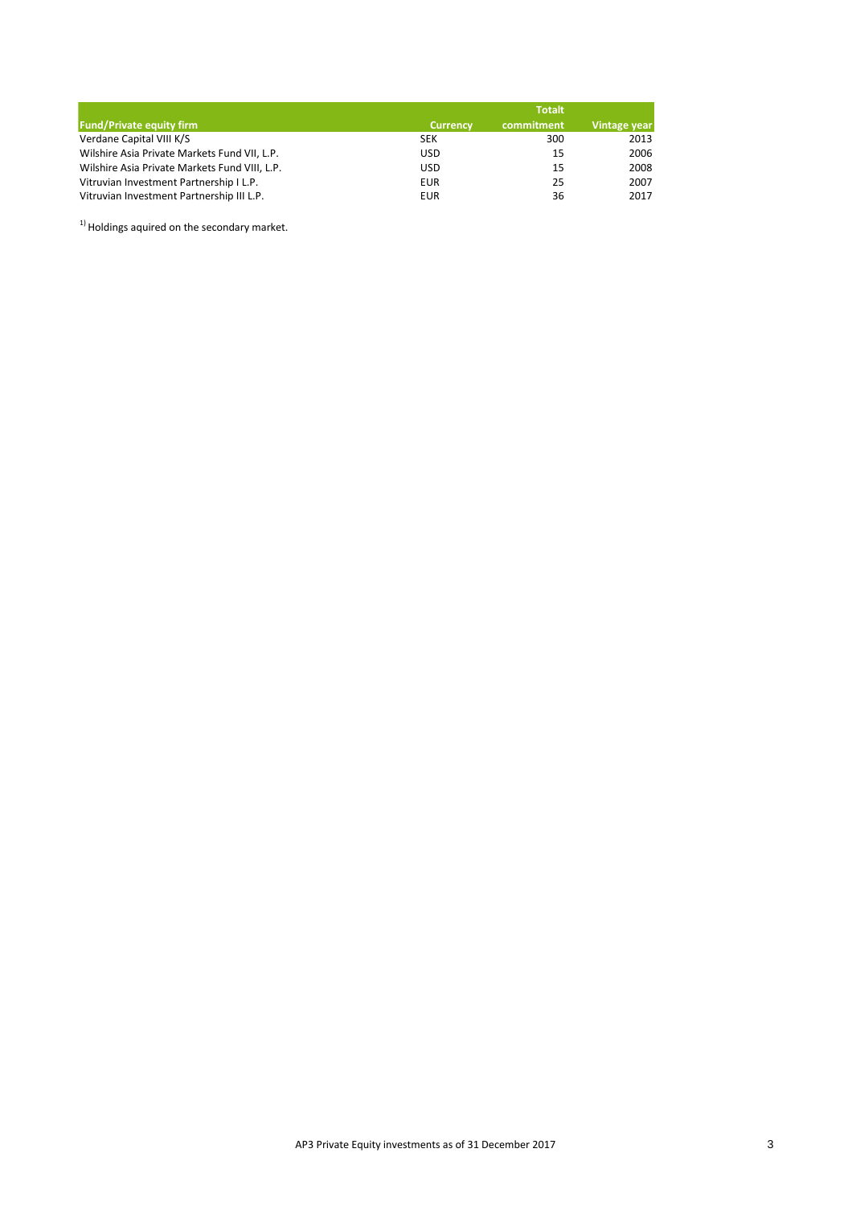| Fund/Private equity firm | Currency | Totalt commitment | Vintage year |
|---|---|---|---|
| Verdane Capital VIII K/S | SEK | 300 | 2013 |
| Wilshire Asia Private Markets Fund VII, L.P. | USD | 15 | 2006 |
| Wilshire Asia Private Markets Fund VIII, L.P. | USD | 15 | 2008 |
| Vitruvian Investment Partnership I L.P. | EUR | 25 | 2007 |
| Vitruvian Investment Partnership III L.P. | EUR | 36 | 2017 |

[1)] Holdings aquired on the secondary market.